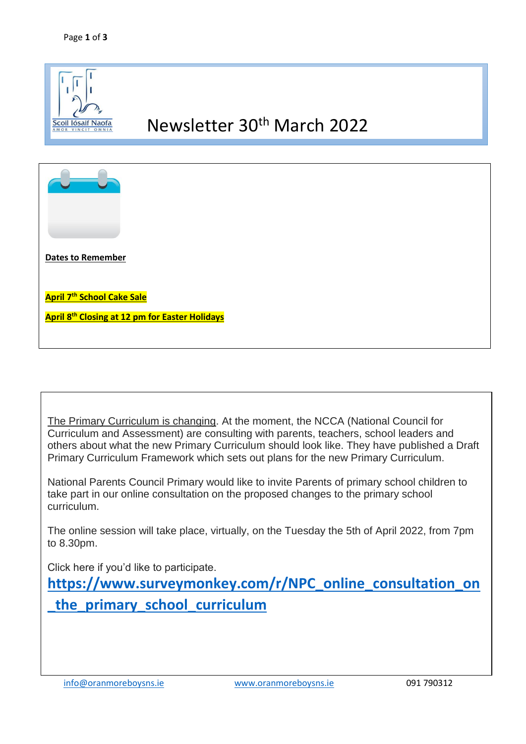Scoil Iósaif Naofa

AMOR VINCIT OMNIA

# Newsletter 30th March 2022

**Dates to Remember**

**April 7th School Cake Sale**

**April 8th Closing at 12 pm for Easter Holidays**

The Primary Curriculum is changing. At the moment, the NCCA (National Council for Curriculum and Assessment) are consulting with parents, teachers, school leaders and others about what the new Primary Curriculum should look like. They have published a Draft Primary Curriculum Framework which sets out plans for the new Primary Curriculum.

National Parents Council Primary would like to invite Parents of primary school children to take part in our online consultation on the proposed changes to the primary school curriculum.

The online session will take place, virtually, on the Tuesday the 5th of April 2022, from 7pm to 8.30pm.

Click here if you'd like to participate.

**https://www.surveymonkey.com/r/NPC_online_consultation_on_the_primary_school_curriculum**

info@oranmoreboysns.ie www.oranmoreboysns.ie 091 790312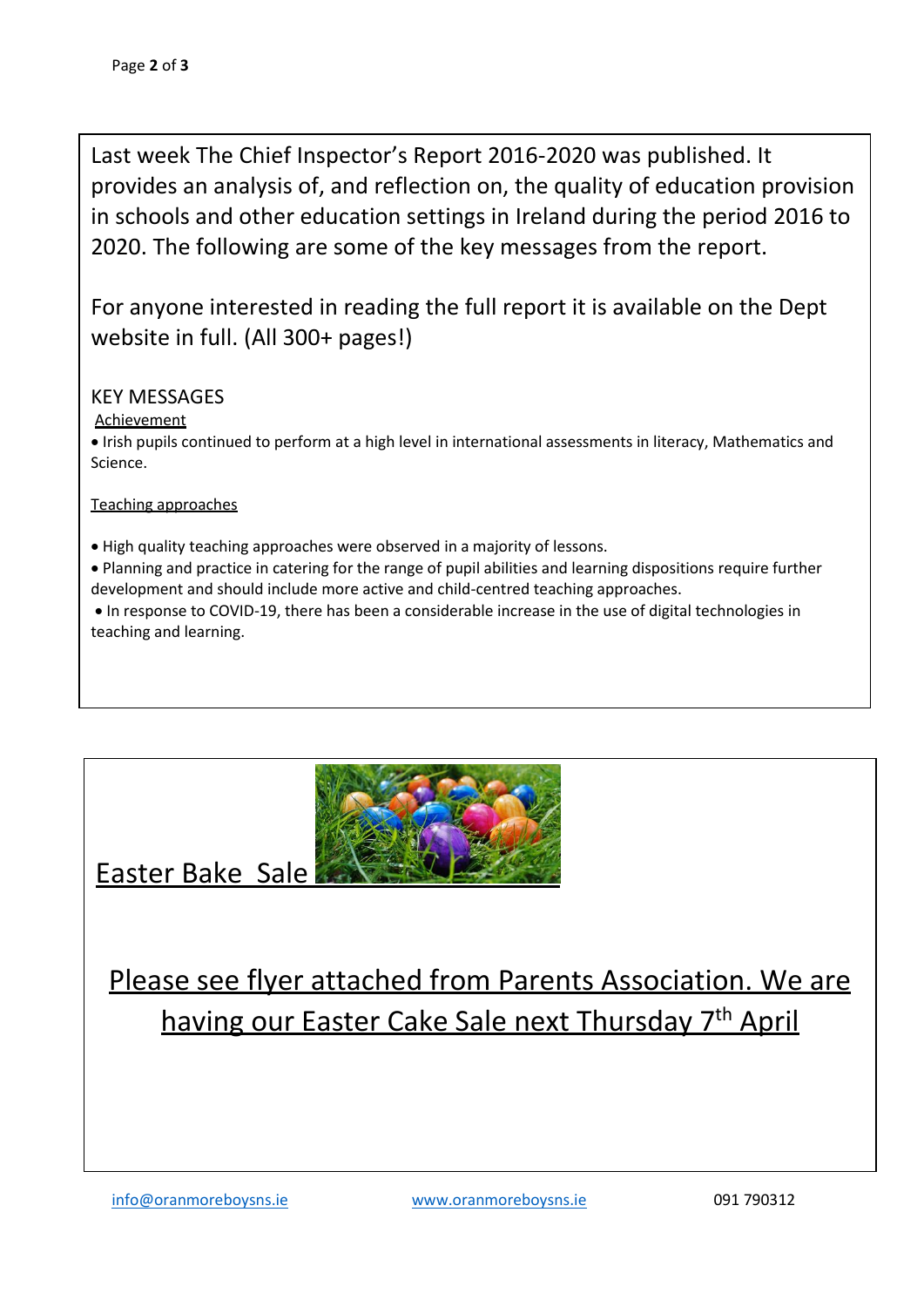Last week The Chief Inspector's Report 2016-2020 was published. It provides an analysis of, and reflection on, the quality of education provision in schools and other education settings in Ireland during the period 2016 to 2020. The following are some of the key messages from the report.

For anyone interested in reading the full report it is available on the Dept website in full. (All 300+ pages!)

KEY MESSAGES

Achievement

- Irish pupils continued to perform at a high level in international assessments in literacy, Mathematics and Science.

Teaching approaches

- High quality teaching approaches were observed in a majority of lessons.
- Planning and practice in catering for the range of pupil abilities and learning dispositions require further development and should include more active and child-centred teaching approaches.
- In response to COVID-19, there has been a considerable increase in the use of digital technologies in teaching and learning.

## Easter Bake Sale

Please see flyer attached from Parents Association. We are having our Easter Cake Sale next Thursday 7th April

info@oranmoreboysns.ie www.oranmoreboysns.ie 091 790312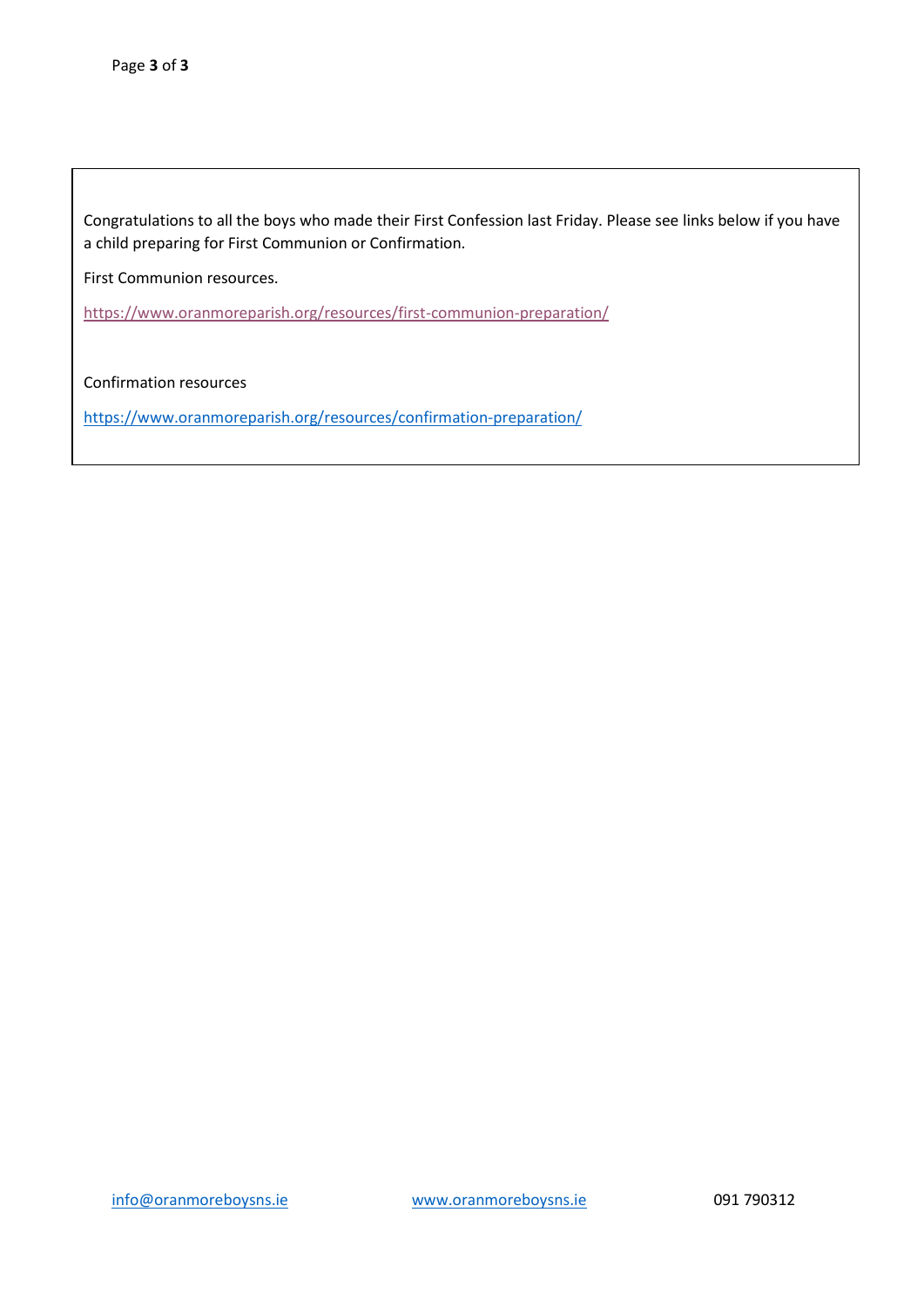Congratulations to all the boys who made their First Confession last Friday. Please see links below if you have a child preparing for First Communion or Confirmation.

First Communion resources.

https://www.oranmoreparish.org/resources/first-communion-preparation/

Confirmation resources

https://www.oranmoreparish.org/resources/confirmation-preparation/

info@oranmoreboysns.ie www.oranmoreboysns.ie 091 790312